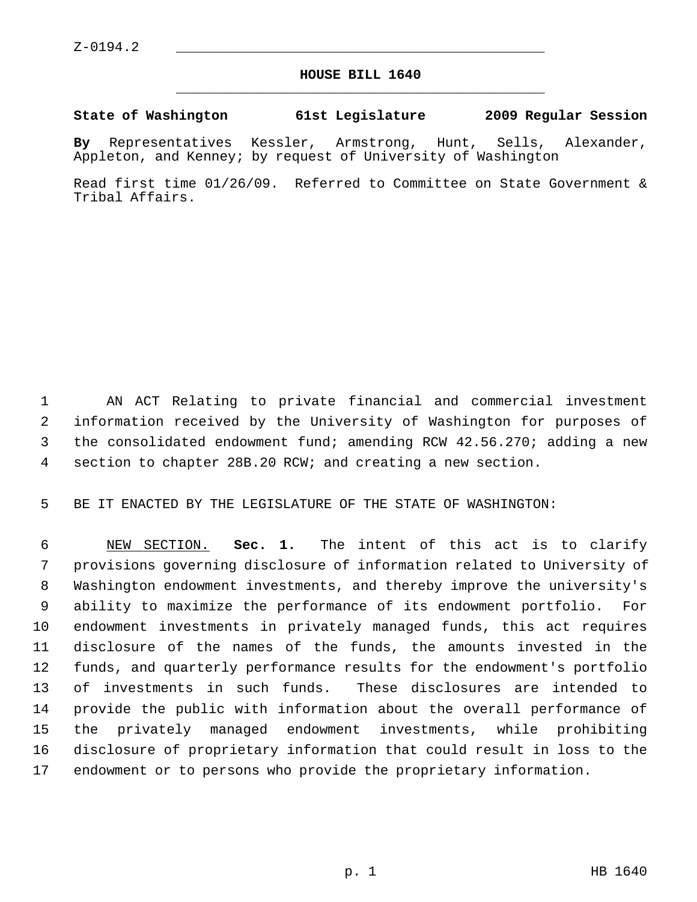Z-0194.2

# HOUSE BILL 1640

**State of Washington 61st Legislature 2009 Regular Session**

**By** Representatives Kessler, Armstrong, Hunt, Sells, Alexander, Appleton, and Kenney; by request of University of Washington

Read first time 01/26/09. Referred to Committee on State Government & Tribal Affairs.

AN ACT Relating to private financial and commercial investment information received by the University of Washington for purposes of the consolidated endowment fund; amending RCW 42.56.270; adding a new section to chapter 28B.20 RCW; and creating a new section.

BE IT ENACTED BY THE LEGISLATURE OF THE STATE OF WASHINGTON:

NEW SECTION. **Sec. 1.** The intent of this act is to clarify provisions governing disclosure of information related to University of Washington endowment investments, and thereby improve the university's ability to maximize the performance of its endowment portfolio. For endowment investments in privately managed funds, this act requires disclosure of the names of the funds, the amounts invested in the funds, and quarterly performance results for the endowment's portfolio of investments in such funds. These disclosures are intended to provide the public with information about the overall performance of the privately managed endowment investments, while prohibiting disclosure of proprietary information that could result in loss to the endowment or to persons who provide the proprietary information.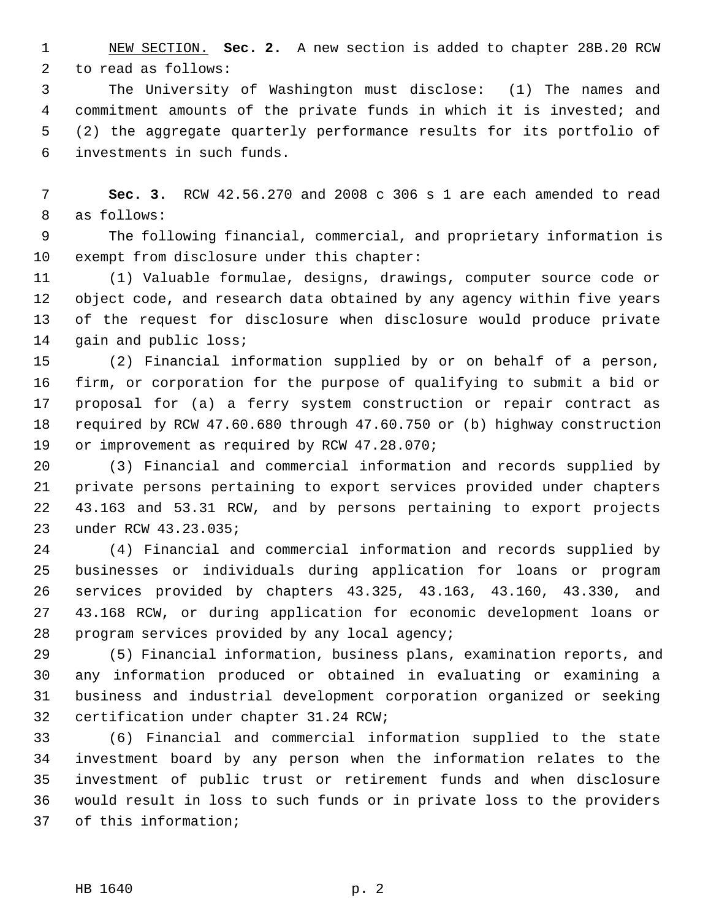NEW SECTION. **Sec. 2.** A new section is added to chapter 28B.20 RCW to read as follows:

The University of Washington must disclose: (1) The names and commitment amounts of the private funds in which it is invested; and (2) the aggregate quarterly performance results for its portfolio of investments in such funds.

**Sec. 3.** RCW 42.56.270 and 2008 c 306 s 1 are each amended to read as follows:

The following financial, commercial, and proprietary information is exempt from disclosure under this chapter:

(1) Valuable formulae, designs, drawings, computer source code or object code, and research data obtained by any agency within five years of the request for disclosure when disclosure would produce private gain and public loss;

(2) Financial information supplied by or on behalf of a person, firm, or corporation for the purpose of qualifying to submit a bid or proposal for (a) a ferry system construction or repair contract as required by RCW 47.60.680 through 47.60.750 or (b) highway construction or improvement as required by RCW 47.28.070;

(3) Financial and commercial information and records supplied by private persons pertaining to export services provided under chapters 43.163 and 53.31 RCW, and by persons pertaining to export projects under RCW 43.23.035;

(4) Financial and commercial information and records supplied by businesses or individuals during application for loans or program services provided by chapters 43.325, 43.163, 43.160, 43.330, and 43.168 RCW, or during application for economic development loans or program services provided by any local agency;

(5) Financial information, business plans, examination reports, and any information produced or obtained in evaluating or examining a business and industrial development corporation organized or seeking certification under chapter 31.24 RCW;

(6) Financial and commercial information supplied to the state investment board by any person when the information relates to the investment of public trust or retirement funds and when disclosure would result in loss to such funds or in private loss to the providers of this information;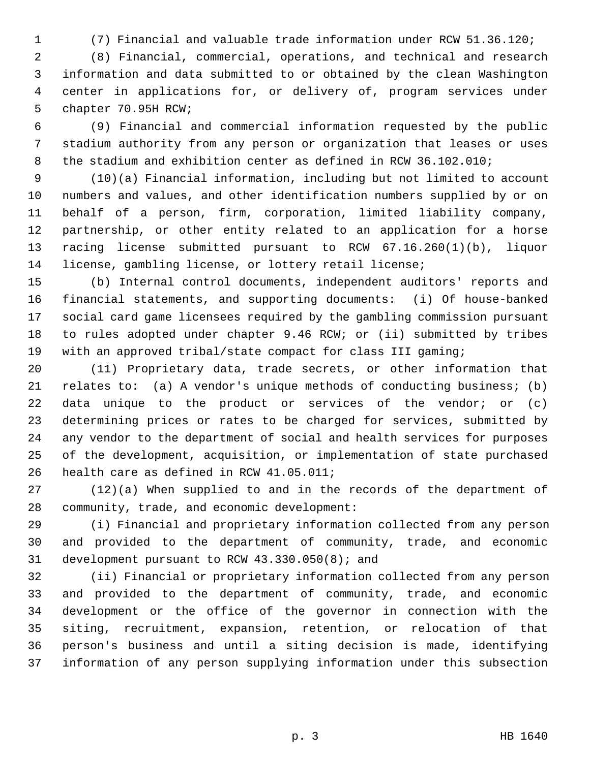(7) Financial and valuable trade information under RCW 51.36.120;

(8) Financial, commercial, operations, and technical and research information and data submitted to or obtained by the clean Washington center in applications for, or delivery of, program services under chapter 70.95H RCW;

(9) Financial and commercial information requested by the public stadium authority from any person or organization that leases or uses the stadium and exhibition center as defined in RCW 36.102.010;

(10)(a) Financial information, including but not limited to account numbers and values, and other identification numbers supplied by or on behalf of a person, firm, corporation, limited liability company, partnership, or other entity related to an application for a horse racing license submitted pursuant to RCW 67.16.260(1)(b), liquor license, gambling license, or lottery retail license;

(b) Internal control documents, independent auditors' reports and financial statements, and supporting documents: (i) Of house-banked social card game licensees required by the gambling commission pursuant to rules adopted under chapter 9.46 RCW; or (ii) submitted by tribes with an approved tribal/state compact for class III gaming;

(11) Proprietary data, trade secrets, or other information that relates to: (a) A vendor's unique methods of conducting business; (b) data unique to the product or services of the vendor; or (c) determining prices or rates to be charged for services, submitted by any vendor to the department of social and health services for purposes of the development, acquisition, or implementation of state purchased health care as defined in RCW 41.05.011;

(12)(a) When supplied to and in the records of the department of community, trade, and economic development:

(i) Financial and proprietary information collected from any person and provided to the department of community, trade, and economic development pursuant to RCW 43.330.050(8); and

(ii) Financial or proprietary information collected from any person and provided to the department of community, trade, and economic development or the office of the governor in connection with the siting, recruitment, expansion, retention, or relocation of that person's business and until a siting decision is made, identifying information of any person supplying information under this subsection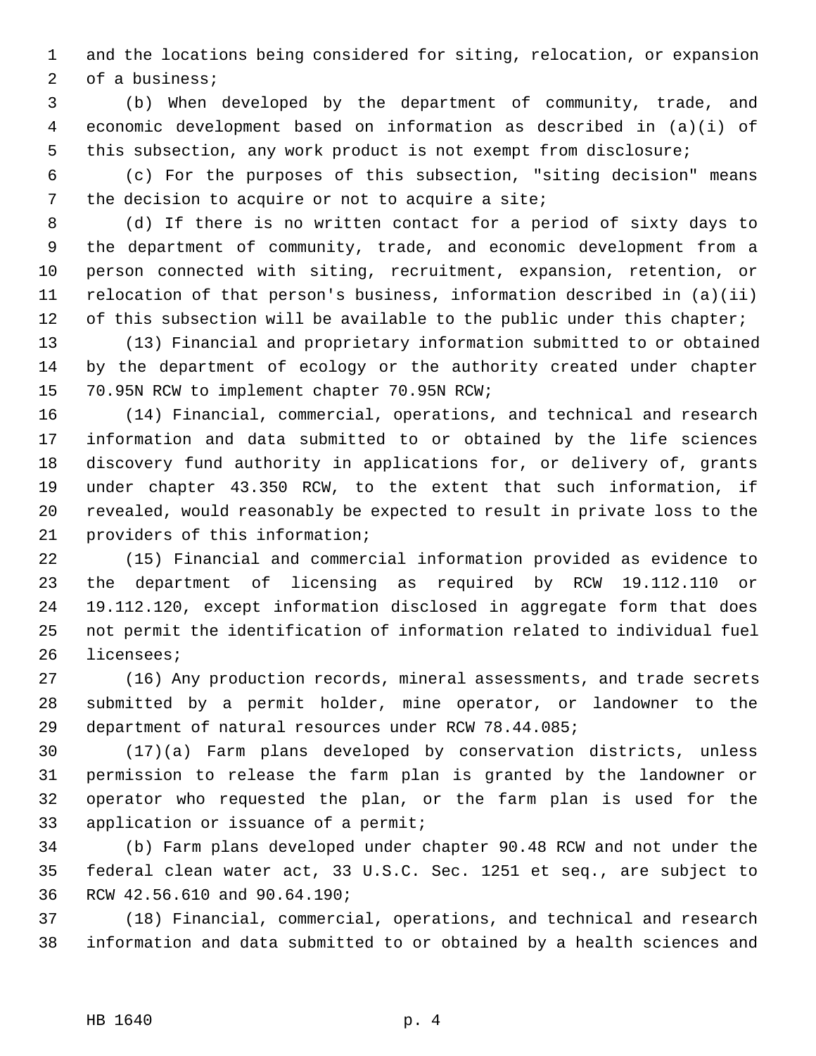and the locations being considered for siting, relocation, or expansion of a business;

(b) When developed by the department of community, trade, and economic development based on information as described in (a)(i) of this subsection, any work product is not exempt from disclosure;

(c) For the purposes of this subsection, "siting decision" means the decision to acquire or not to acquire a site;

(d) If there is no written contact for a period of sixty days to the department of community, trade, and economic development from a person connected with siting, recruitment, expansion, retention, or relocation of that person's business, information described in (a)(ii) of this subsection will be available to the public under this chapter;

(13) Financial and proprietary information submitted to or obtained by the department of ecology or the authority created under chapter 70.95N RCW to implement chapter 70.95N RCW;

(14) Financial, commercial, operations, and technical and research information and data submitted to or obtained by the life sciences discovery fund authority in applications for, or delivery of, grants under chapter 43.350 RCW, to the extent that such information, if revealed, would reasonably be expected to result in private loss to the providers of this information;

(15) Financial and commercial information provided as evidence to the department of licensing as required by RCW 19.112.110 or 19.112.120, except information disclosed in aggregate form that does not permit the identification of information related to individual fuel licensees;

(16) Any production records, mineral assessments, and trade secrets submitted by a permit holder, mine operator, or landowner to the department of natural resources under RCW 78.44.085;

(17)(a) Farm plans developed by conservation districts, unless permission to release the farm plan is granted by the landowner or operator who requested the plan, or the farm plan is used for the application or issuance of a permit;

(b) Farm plans developed under chapter 90.48 RCW and not under the federal clean water act, 33 U.S.C. Sec. 1251 et seq., are subject to RCW 42.56.610 and 90.64.190;

(18) Financial, commercial, operations, and technical and research information and data submitted to or obtained by a health sciences and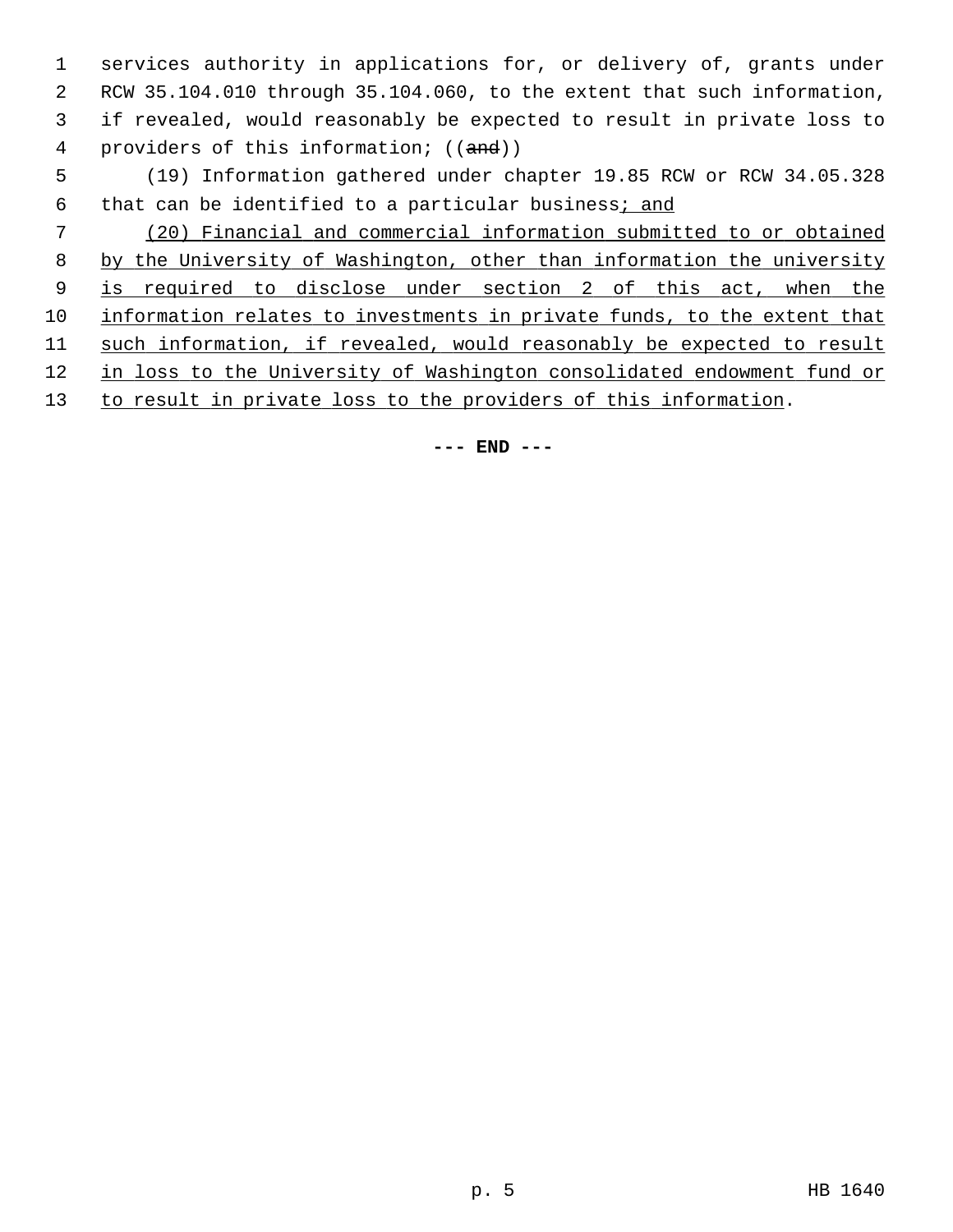services authority in applications for, or delivery of, grants under RCW 35.104.010 through 35.104.060, to the extent that such information, if revealed, would reasonably be expected to result in private loss to providers of this information; ((~~and~~))

(19) Information gathered under chapter 19.85 RCW or RCW 34.05.328 that can be identified to a particular business<u>; and</u>

<u>(20) Financial and commercial information submitted to or obtained by the University of Washington, other than information the university is required to disclose under section 2 of this act, when the information relates to investments in private funds, to the extent that such information, if revealed, would reasonably be expected to result in loss to the University of Washington consolidated endowment fund or to result in private loss to the providers of this information</u>.

**--- END ---**